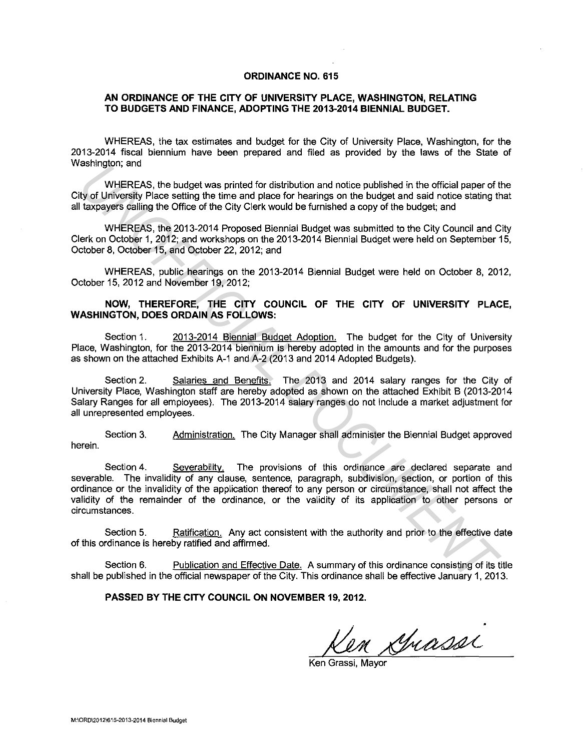# ORDINANCE NO. 615

## AN ORDINANCE OF THE CITY OF UNIVERSITY PLACE, WASHINGTON, RELATING TO BUDGETS AND FINANCE, ADOPTING THE 2013-2014 BIENNIAL BUDGET.

WHEREAS, the tax estimates and budget for the City of University Place, Washington, for the 2013-2014 fiscal biennium have been prepared and filed as provided by the laws of the State of Washington; and

WHEREAS, the budget was printed for distribution and notice published in the official paper of the City of University Place setting the time and place for hearings on the budget and said notice stating that all taxpayers calling the Office of the City Clerk would be furnished a copy of the budget; and

WHEREAS, the 2013-2014 Proposed Biennial Budget was submitted to the City Council and City Clerk on October 1, 2012; and workshops on the 2013-2014 Biennial Budget were held on September 15, October 8, October 15, and October 22, 2012; and

WHEREAS, public hearings on the 2013-2014 Biennial Budget were held on October 8, 2012, October 15, 2012 and November 19, 2012;

**NOW, THEREFORE, THE CITY COUNCIL OF THE CITY OF UNIVERSITY PLACE, WASHINGTON, DOES ORDAIN AS FOLLOWS:**

Section 1. 2013-2014 Biennial Budget Adoption. The budget for the City of University Place, Washington, for the 2013-2014 biennium is hereby adopted in the amounts and for the purposes as shown on the attached Exhibits A-1 and A-2 (2013 and 2014 Adopted Budgets).

Section 2. Salaries and Benefits. The 2013 and 2014 salary ranges for the City of University Place, Washington staff are hereby adopted as shown on the attached Exhibit B (2013-2014 Salary Ranges for all employees). The 2013-2014 salary ranges do not include a market adjustment for all unrepresented employees.

Section 3. Administration. The City Manager shall administer the Biennial Budget approved herein.

Section 4. Severability. The provisions of this ordinance are declared separate and severable. The invalidity of any clause, sentence, paragraph, subdivision, section, or portion of this ordinance or the invalidity of the application thereof to any person or circumstance, shall not affect the validity of the remainder of the ordinance, or the validity of its application to other persons or circumstances.

Section 5. Ratification. Any act consistent with the authority and prior to the effective date of this ordinance is hereby ratified and affirmed.

Section 6. Publication and Effective Date. A summary of this ordinance consisting of its title shall be published in the official newspaper of the City. This ordinance shall be effective January 1, 2013.

**PASSED BY THE CITY COUNCIL ON NOVEMBER 19, 2012.**

Ken Grassi, Mayor

M:\ORD\2012\615-2013-2014 Biennial Budget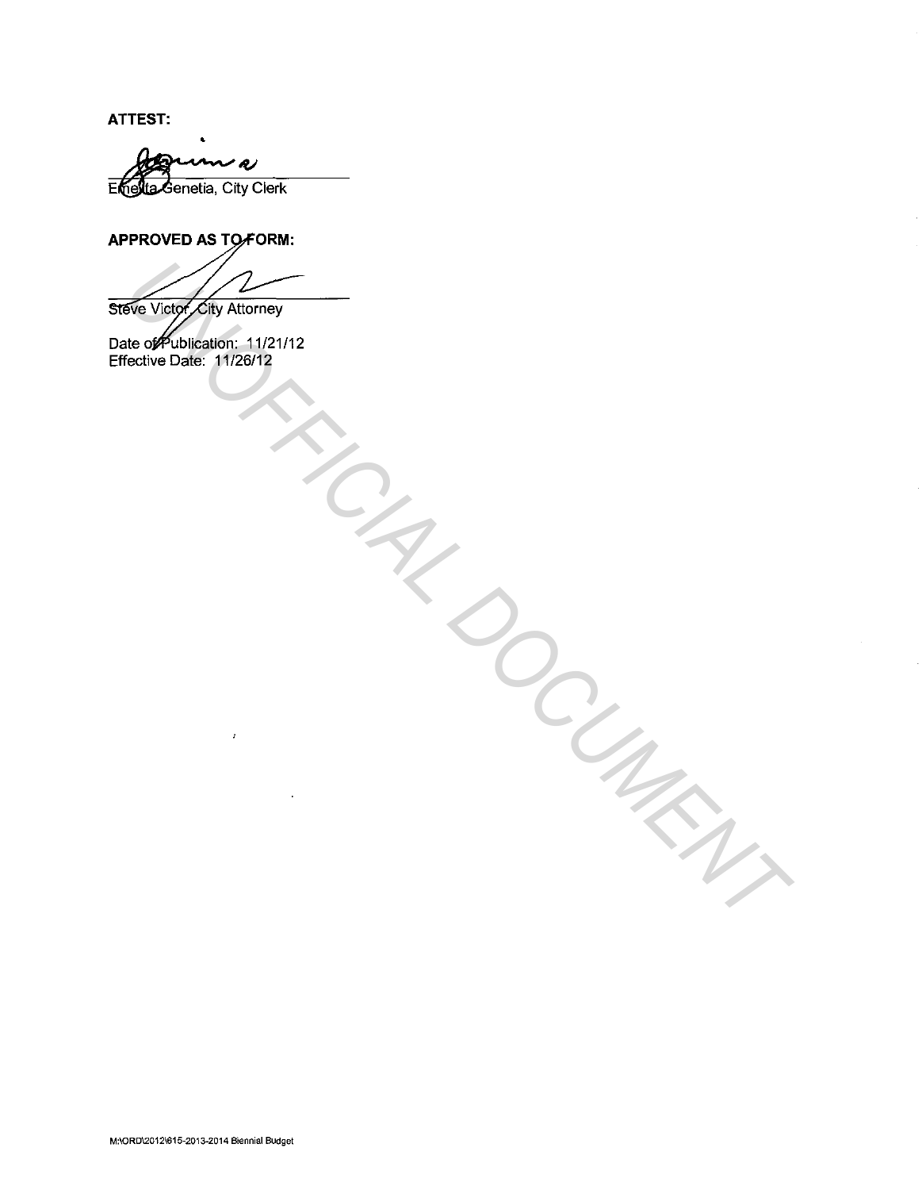**ATTEST:**

Emelita Genetia, City Clerk

**APPROVED AS TO FORM:**

Steve Victor, City Attorney

Date of Publication: 11/21/12
Effective Date: 11/26/12

M:\ORD\2012\615-2013-2014 Biennial Budget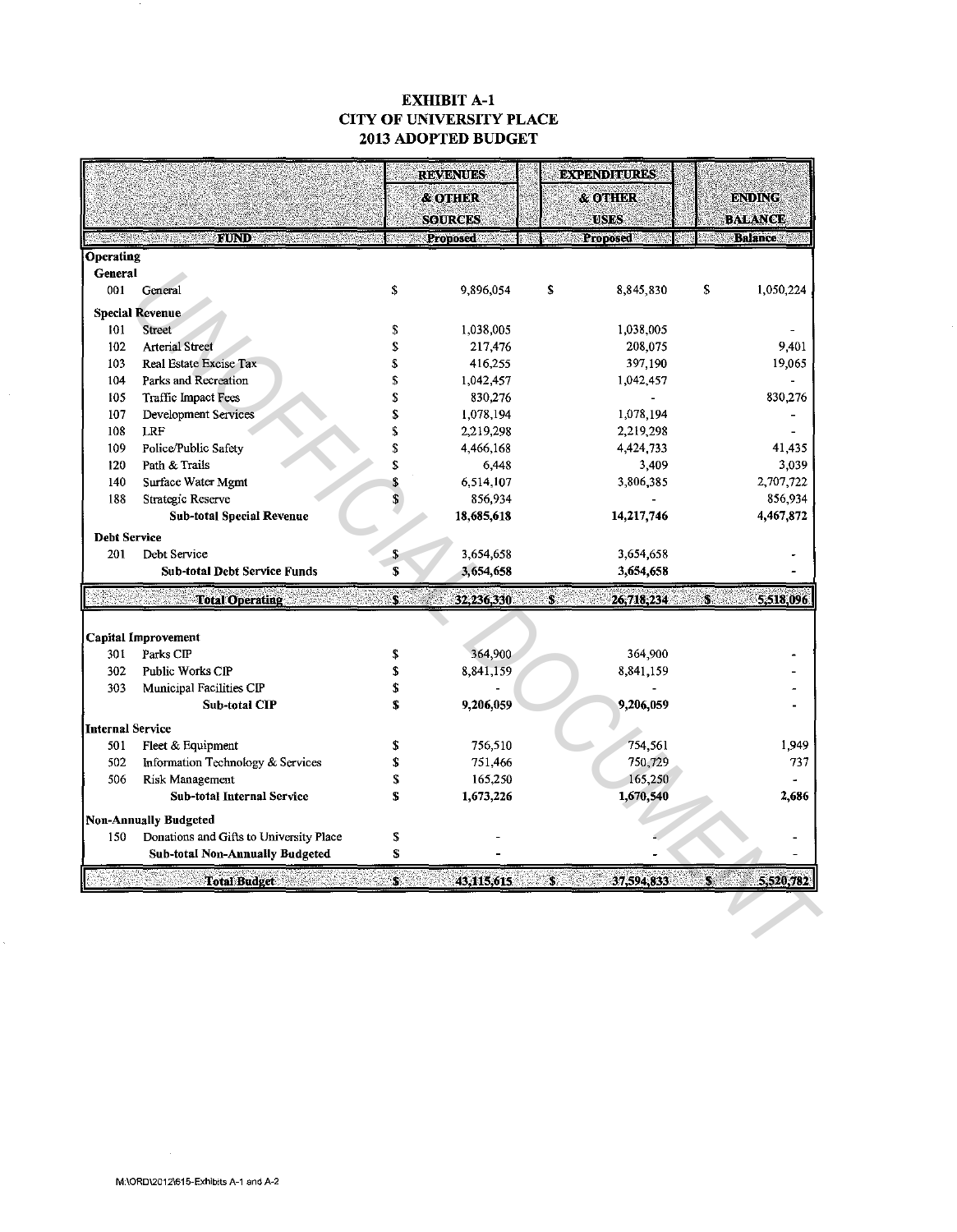# EXHIBIT A-1
# CITY OF UNIVERSITY PLACE
# 2013 ADOPTED BUDGET

| FUND | | REVENUES & OTHER SOURCES Proposed | EXPENDITURES & OTHER USES Proposed | ENDING BALANCE Balance |
|---|---|---|---|---|
| **Operating** | | | | |
| **General** | | | | |
| 001 | General | $ 9,896,054 | $ 8,845,830 | $ 1,050,224 |
| **Special Revenue** | | | | |
| 101 | Street | $ 1,038,005 | 1,038,005 | - |
| 102 | Arterial Street | $ 217,476 | 208,075 | 9,401 |
| 103 | Real Estate Excise Tax | $ 416,255 | 397,190 | 19,065 |
| 104 | Parks and Recreation | $ 1,042,457 | 1,042,457 | - |
| 105 | Traffic Impact Fees | $ 830,276 | - | 830,276 |
| 107 | Development Services | $ 1,078,194 | 1,078,194 | - |
| 108 | LRF | $ 2,219,298 | 2,219,298 | - |
| 109 | Police/Public Safety | $ 4,466,168 | 4,424,733 | 41,435 |
| 120 | Path & Trails | $ 6,448 | 3,409 | 3,039 |
| 140 | Surface Water Mgmt | $ 6,514,107 | 3,806,385 | 2,707,722 |
| 188 | Strategic Reserve | $ 856,934 | - | 856,934 |
| | **Sub-total Special Revenue** | **18,685,618** | **14,217,746** | **4,467,872** |
| **Debt Service** | | | | |
| 201 | Debt Service | $ 3,654,658 | 3,654,658 | - |
| | **Sub-total Debt Service Funds** | **$ 3,654,658** | **3,654,658** | **-** |
| | **Total Operating** | **$ 32,236,330** | **$ 26,718,234** | **$ 5,518,096** |
| **Capital Improvement** | | | | |
| 301 | Parks CIP | $ 364,900 | 364,900 | - |
| 302 | Public Works CIP | $ 8,841,159 | 8,841,159 | - |
| 303 | Municipal Facilities CIP | $ - | - | - |
| | **Sub-total CIP** | **$ 9,206,059** | **9,206,059** | **-** |
| **Internal Service** | | | | |
| 501 | Fleet & Equipment | $ 756,510 | 754,561 | 1,949 |
| 502 | Information Technology & Services | $ 751,466 | 750,729 | 737 |
| 506 | Risk Management | $ 165,250 | 165,250 | - |
| | **Sub-total Internal Service** | **$ 1,673,226** | **1,670,540** | **2,686** |
| **Non-Annually Budgeted** | | | | |
| 150 | Donations and Gifts to University Place | $ - | - | - |
| | **Sub-total Non-Annually Budgeted** | **$ -** | **-** | **-** |
| | **Total Budget** | **$ 43,115,615** | **$ 37,594,833** | **$ 5,520,782** |

M:\ORD\2012\615-Exhibits A-1 and A-2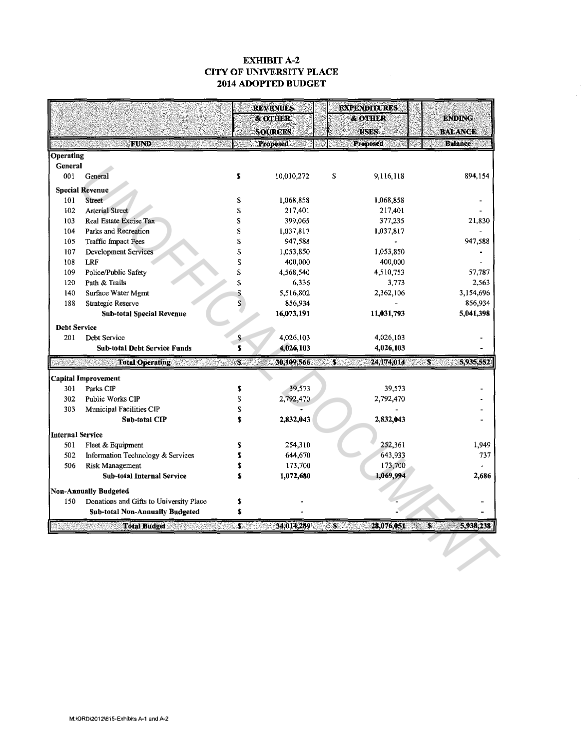# EXHIBIT A-2
# CITY OF UNIVERSITY PLACE
# 2014 ADOPTED BUDGET

| | FUND | REVENUES & OTHER SOURCES Proposed | EXPENDITURES & OTHER USES Proposed | ENDING BALANCE Balance |
|---|---|---|---|---|
| **Operating** | | | | |
| **General** | | | | |
| 001 | General | $ 10,010,272 | $ 9,116,118 | 894,154 |
| **Special Revenue** | | | | |
| 101 | Street | $ 1,068,858 | 1,068,858 | - |
| 102 | Arterial Street | $ 217,401 | 217,401 | - |
| 103 | Real Estate Excise Tax | $ 399,065 | 377,235 | 21,830 |
| 104 | Parks and Recreation | $ 1,037,817 | 1,037,817 | - |
| 105 | Traffic Impact Fees | $ 947,588 | - | 947,588 |
| 107 | Development Services | $ 1,053,850 | 1,053,850 | - |
| 108 | LRF | $ 400,000 | 400,000 | - |
| 109 | Police/Public Safety | $ 4,568,540 | 4,510,753 | 57,787 |
| 120 | Path & Trails | $ 6,336 | 3,773 | 2,563 |
| 140 | Surface Water Mgmt | $ 5,516,802 | 2,362,106 | 3,154,696 |
| 188 | Strategic Reserve | $ 856,934 | - | 856,934 |
| | **Sub-total Special Revenue** | **16,073,191** | **11,031,793** | **5,041,398** |
| **Debt Service** | | | | |
| 201 | Debt Service | $ 4,026,103 | 4,026,103 | - |
| | **Sub-total Debt Service Funds** | **$ 4,026,103** | **4,026,103** | **-** |
| | **Total Operating** | **$ 30,109,566** | **$ 24,174,014** | **$ 5,935,552** |
| **Capital Improvement** | | | | |
| 301 | Parks CIP | $ 39,573 | 39,573 | - |
| 302 | Public Works CIP | $ 2,792,470 | 2,792,470 | - |
| 303 | Municipal Facilities CIP | $ - | - | - |
| | **Sub-total CIP** | **$ 2,832,043** | **2,832,043** | **-** |
| **Internal Service** | | | | |
| 501 | Fleet & Equipment | $ 254,310 | 252,361 | 1,949 |
| 502 | Information Technology & Services | $ 644,670 | 643,933 | 737 |
| 506 | Risk Management | $ 173,700 | 173,700 | - |
| | **Sub-total Internal Service** | **$ 1,072,680** | **1,069,994** | **2,686** |
| **Non-Annually Budgeted** | | | | |
| 150 | Donations and Gifts to University Place | $ - | - | - |
| | **Sub-total Non-Annually Budgeted** | **$ -** | **-** | **-** |
| | **Total Budget** | **$ 34,014,289** | **$ 28,076,051** | **$ 5,938,238** |

UNOFFICIAL DOCUMENT

M:\ORD\2012\615-Exhibits A-1 and A-2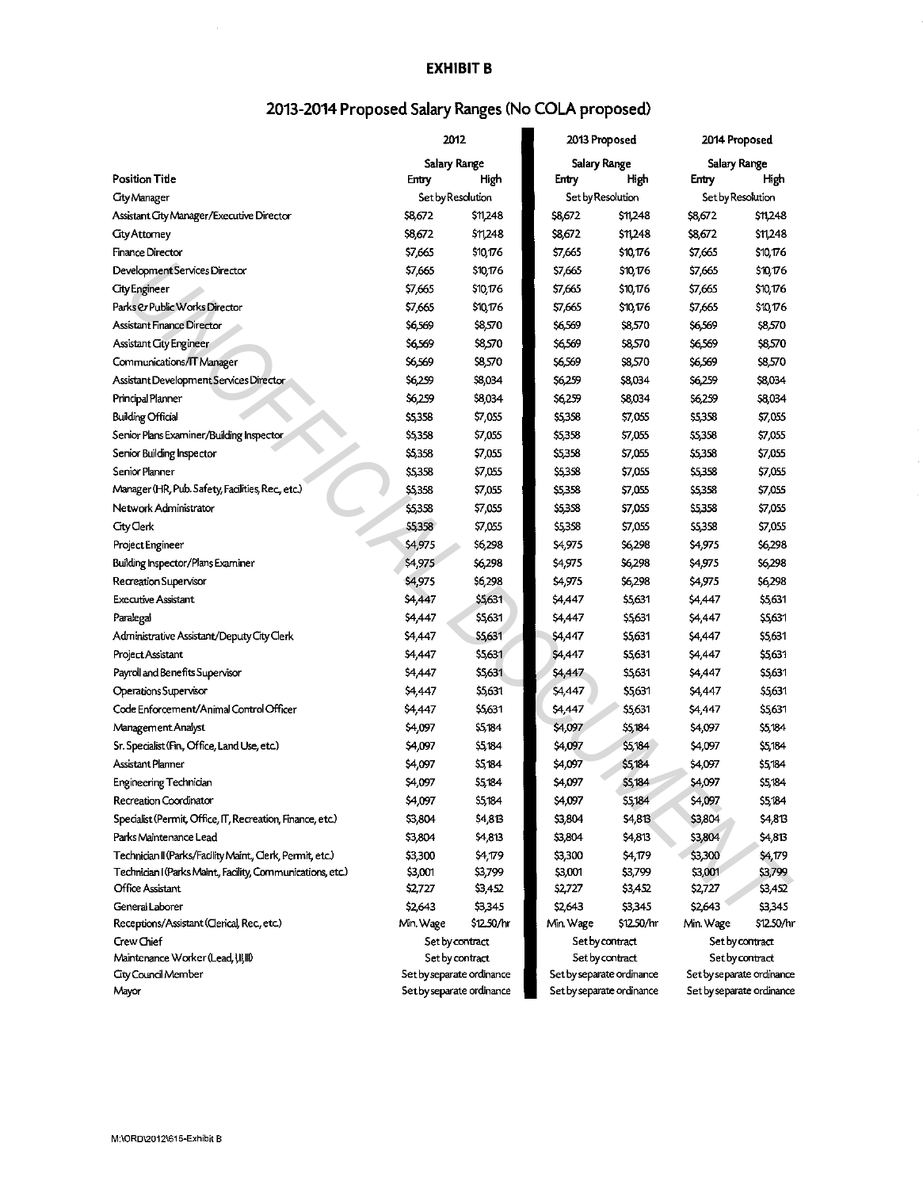**EXHIBIT B**

## 2013-2014 Proposed Salary Ranges (No COLA proposed)

| | 2012 | | 2013 Proposed | | 2014 Proposed | |
|---|---|---|---|---|---|---|
| | Salary Range | | Salary Range | | Salary Range | |
| Position Title | Entry | High | Entry | High | Entry | High |
| City Manager | Set by Resolution | | Set by Resolution | | Set by Resolution | |
| Assistant City Manager/Executive Director | $8,672 | $11,248 | $8,672 | $11,248 | $8,672 | $11,248 |
| City Attorney | $8,672 | $11,248 | $8,672 | $11,248 | $8,672 | $11,248 |
| Finance Director | $7,665 | $10,176 | $7,665 | $10,176 | $7,665 | $10,176 |
| Development Services Director | $7,665 | $10,176 | $7,665 | $10,176 | $7,665 | $10,176 |
| City Engineer | $7,665 | $10,176 | $7,665 | $10,176 | $7,665 | $10,176 |
| Parks & Public Works Director | $7,665 | $10,176 | $7,665 | $10,176 | $7,665 | $10,176 |
| Assistant Finance Director | $6,569 | $8,570 | $6,569 | $8,570 | $6,569 | $8,570 |
| Assistant City Engineer | $6,569 | $8,570 | $6,569 | $8,570 | $6,569 | $8,570 |
| Communications/IT Manager | $6,569 | $8,570 | $6,569 | $8,570 | $6,569 | $8,570 |
| Assistant Development Services Director | $6,259 | $8,034 | $6,259 | $8,034 | $6,259 | $8,034 |
| Principal Planner | $6,259 | $8,034 | $6,259 | $8,034 | $6,259 | $8,034 |
| Building Official | $5,358 | $7,055 | $5,358 | $7,055 | $5,358 | $7,055 |
| Senior Plans Examiner/Building Inspector | $5,358 | $7,055 | $5,358 | $7,055 | $5,358 | $7,055 |
| Senior Building Inspector | $5,358 | $7,055 | $5,358 | $7,055 | $5,358 | $7,055 |
| Senior Planner | $5,358 | $7,055 | $5,358 | $7,055 | $5,358 | $7,055 |
| Manager (HR, Pub. Safety, Facilities, Rec., etc.) | $5,358 | $7,055 | $5,358 | $7,055 | $5,358 | $7,055 |
| Network Administrator | $5,358 | $7,055 | $5,358 | $7,055 | $5,358 | $7,055 |
| City Clerk | $5,358 | $7,055 | $5,358 | $7,055 | $5,358 | $7,055 |
| Project Engineer | $4,975 | $6,298 | $4,975 | $6,298 | $4,975 | $6,298 |
| Building Inspector/Plans Examiner | $4,975 | $6,298 | $4,975 | $6,298 | $4,975 | $6,298 |
| Recreation Supervisor | $4,975 | $6,298 | $4,975 | $6,298 | $4,975 | $6,298 |
| Executive Assistant | $4,447 | $5,631 | $4,447 | $5,631 | $4,447 | $5,631 |
| Paralegal | $4,447 | $5,631 | $4,447 | $5,631 | $4,447 | $5,631 |
| Administrative Assistant/Deputy City Clerk | $4,447 | $5,631 | $4,447 | $5,631 | $4,447 | $5,631 |
| Project Assistant | $4,447 | $5,631 | $4,447 | $5,631 | $4,447 | $5,631 |
| Payroll and Benefits Supervisor | $4,447 | $5,631 | $4,447 | $5,631 | $4,447 | $5,631 |
| Operations Supervisor | $4,447 | $5,631 | $4,447 | $5,631 | $4,447 | $5,631 |
| Code Enforcement/Animal Control Officer | $4,447 | $5,631 | $4,447 | $5,631 | $4,447 | $5,631 |
| Management Analyst | $4,097 | $5,184 | $4,097 | $5,184 | $4,097 | $5,184 |
| Sr. Specialist (Fin, Office, Land Use, etc.) | $4,097 | $5,184 | $4,097 | $5,184 | $4,097 | $5,184 |
| Assistant Planner | $4,097 | $5,184 | $4,097 | $5,184 | $4,097 | $5,184 |
| Engineering Technician | $4,097 | $5,184 | $4,097 | $5,184 | $4,097 | $5,184 |
| Recreation Coordinator | $4,097 | $5,184 | $4,097 | $5,184 | $4,097 | $5,184 |
| Specialist (Permit, Office, IT, Recreation, Finance, etc.) | $3,804 | $4,813 | $3,804 | $4,813 | $3,804 | $4,813 |
| Parks Maintenance Lead | $3,804 | $4,813 | $3,804 | $4,813 | $3,804 | $4,813 |
| Technician II (Parks/Facility Maint., Clerk, Permit, etc.) | $3,300 | $4,179 | $3,300 | $4,179 | $3,300 | $4,179 |
| Technician I (Parks Maint., Facility, Communications, etc.) | $3,001 | $3,799 | $3,001 | $3,799 | $3,001 | $3,799 |
| Office Assistant | $2,727 | $3,452 | $2,727 | $3,452 | $2,727 | $3,452 |
| General Laborer | $2,643 | $3,345 | $2,643 | $3,345 | $2,643 | $3,345 |
| Receptions/Assistant (Clerical, Rec., etc.) | Min. Wage | $12.50/hr | Min. Wage | $12.50/hr | Min. Wage | $12.50/hr |
| Crew Chief | Set by contract | | Set by contract | | Set by contract | |
| Maintenance Worker (Lead, I, II, III) | Set by contract | | Set by contract | | Set by contract | |
| City Council Member | Set by separate ordinance | | Set by separate ordinance | | Set by separate ordinance | |
| Mayor | Set by separate ordinance | | Set by separate ordinance | | Set by separate ordinance | |

M:\ORD\2012\615-Exhibit B